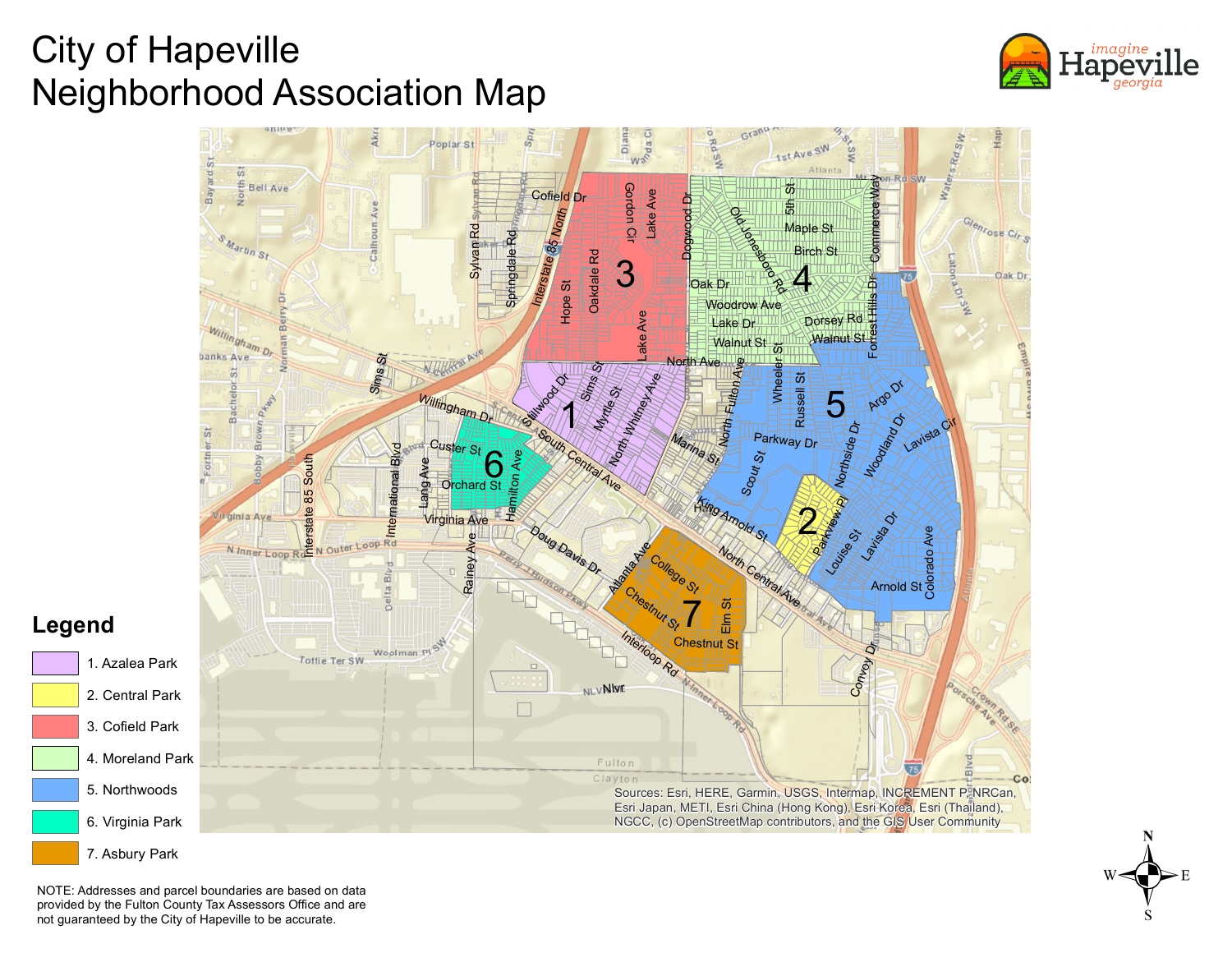# City of Hapeville
# Neighborhood Association Map

## Legend

1. Azalea Park
2. Central Park
3. Cofield Park
4. Moreland Park
5. Northwoods
6. Virginia Park
7. Asbury Park

Sources: Esri, HERE, Garmin, USGS, Intermap, INCREMENT P, NRCan, Esri Japan, METI, Esri China (Hong Kong), Esri Korea, Esri (Thailand), NGCC, (c) OpenStreetMap contributors, and the GIS User Community

NOTE: Addresses and parcel boundaries are based on data provided by the Fulton County Tax Assessors Office and are not guaranteed by the City of Hapeville to be accurate.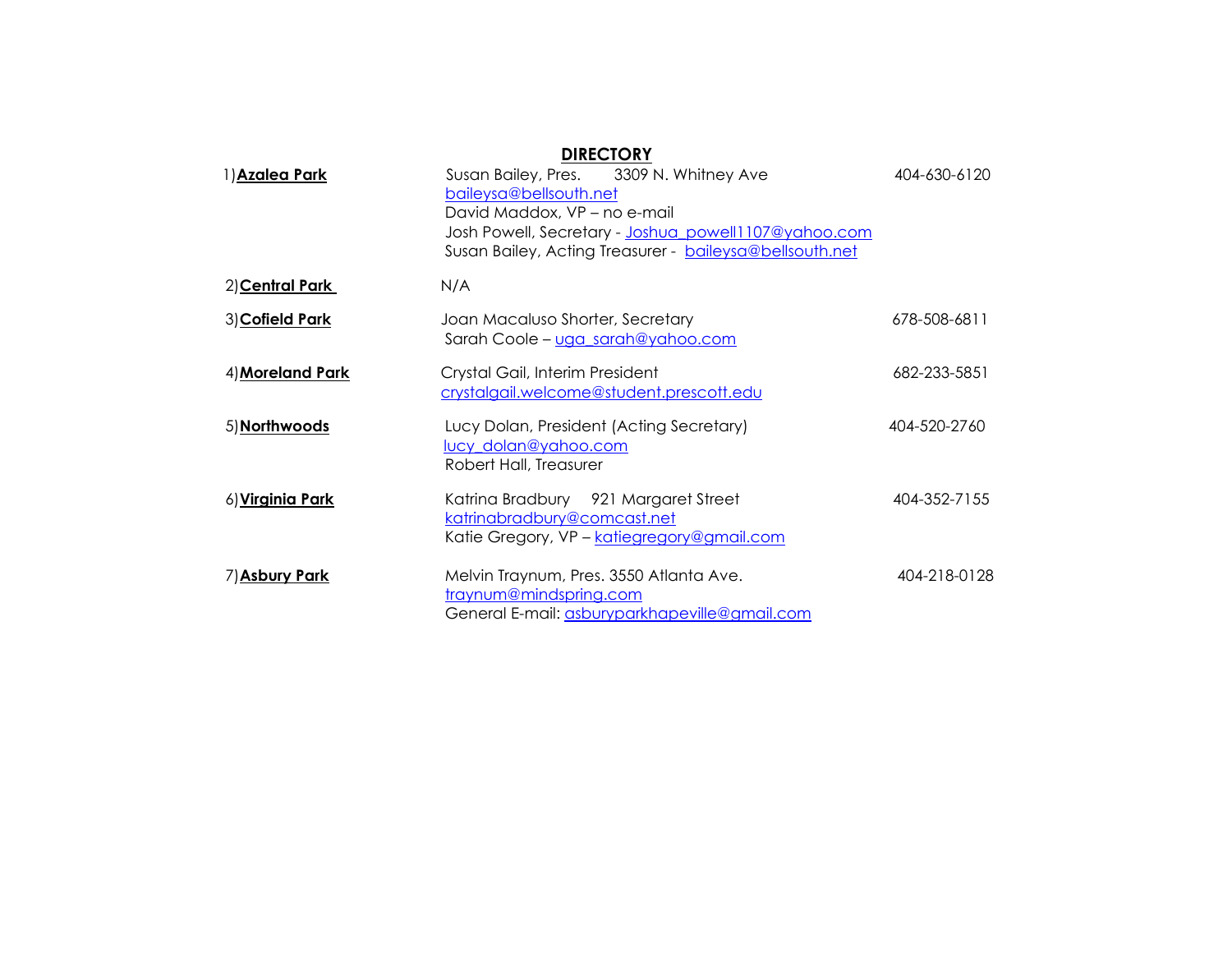# DIRECTORY

| | | |
|---|---|---|
| 1) **Azalea Park** | Susan Bailey, Pres. 3309 N. Whitney Ave<br>baileysa@bellsouth.net<br>David Maddox, VP – no e-mail<br>Josh Powell, Secretary - Joshua_powell1107@yahoo.com<br>Susan Bailey, Acting Treasurer - baileysa@bellsouth.net | 404-630-6120 |
| 2) **Central Park** | N/A | |
| 3) **Cofield Park** | Joan Macaluso Shorter, Secretary<br>Sarah Coole – uga_sarah@yahoo.com | 678-508-6811 |
| 4) **Moreland Park** | Crystal Gail, Interim President<br>crystalgail.welcome@student.prescott.edu | 682-233-5851 |
| 5) **Northwoods** | Lucy Dolan, President (Acting Secretary)<br>lucy_dolan@yahoo.com<br>Robert Hall, Treasurer | 404-520-2760 |
| 6) **Virginia Park** | Katrina Bradbury 921 Margaret Street<br>katrinabradbury@comcast.net<br>Katie Gregory, VP – katiegregory@gmail.com | 404-352-7155 |
| 7) **Asbury Park** | Melvin Traynum, Pres. 3550 Atlanta Ave.<br>traynum@mindspring.com<br>General E-mail: asburyparkhapeville@gmail.com | 404-218-0128 |